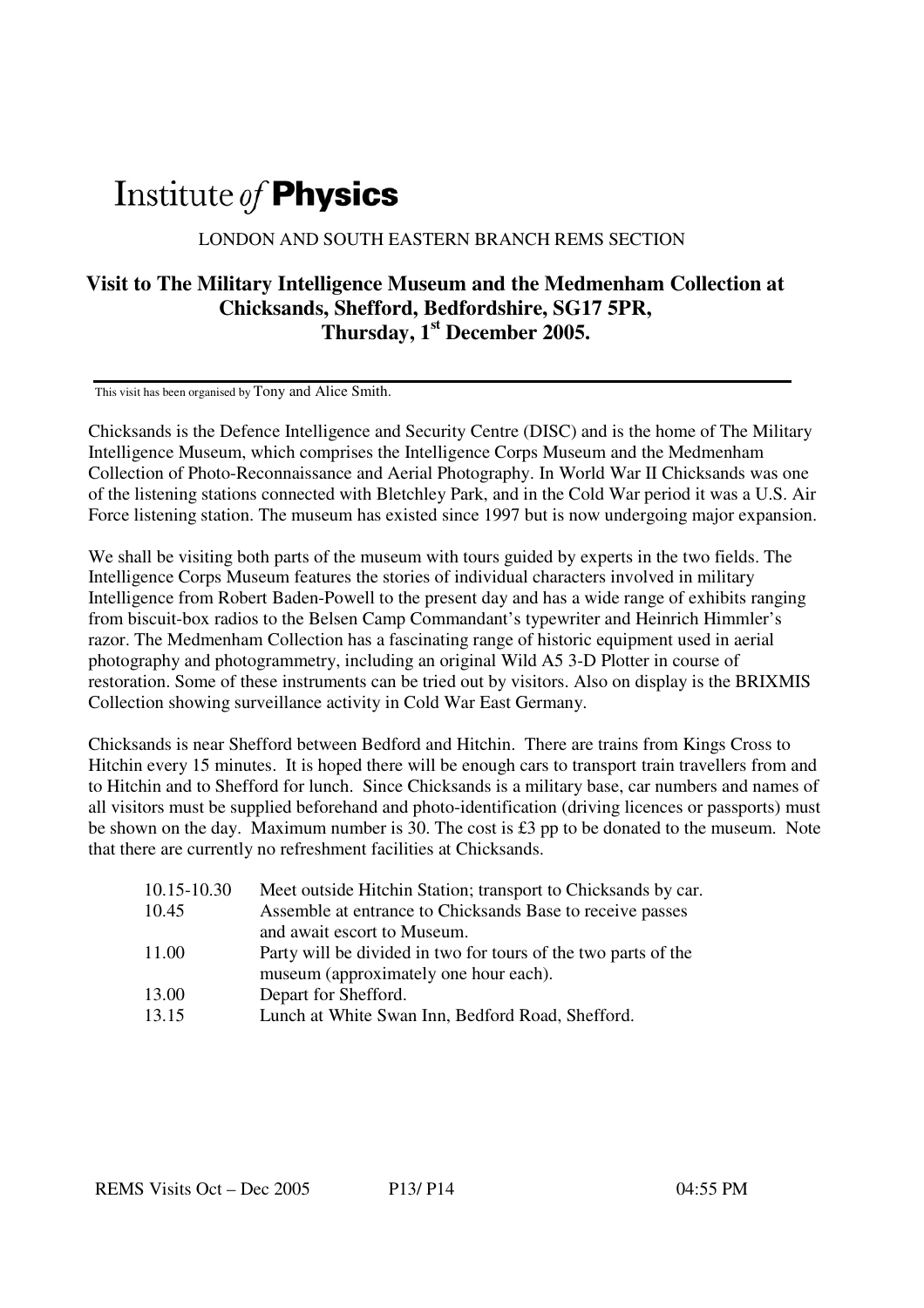# Institute *of* **Physics**

LONDON AND SOUTH EASTERN BRANCH REMS SECTION

## Visit to The Military Intelligence Museum and the Medmenham Collection at Chicksands, Shefford, Bedfordshire, SG17 5PR, Thursday, 1st December 2005.

This visit has been organised by Tony and Alice Smith.

Chicksands is the Defence Intelligence and Security Centre (DISC) and is the home of The Military Intelligence Museum, which comprises the Intelligence Corps Museum and the Medmenham Collection of Photo-Reconnaissance and Aerial Photography. In World War II Chicksands was one of the listening stations connected with Bletchley Park, and in the Cold War period it was a U.S. Air Force listening station. The museum has existed since 1997 but is now undergoing major expansion.

We shall be visiting both parts of the museum with tours guided by experts in the two fields. The Intelligence Corps Museum features the stories of individual characters involved in military Intelligence from Robert Baden-Powell to the present day and has a wide range of exhibits ranging from biscuit-box radios to the Belsen Camp Commandant's typewriter and Heinrich Himmler's razor. The Medmenham Collection has a fascinating range of historic equipment used in aerial photography and photogrammetry, including an original Wild A5 3-D Plotter in course of restoration. Some of these instruments can be tried out by visitors. Also on display is the BRIXMIS Collection showing surveillance activity in Cold War East Germany.

Chicksands is near Shefford between Bedford and Hitchin. There are trains from Kings Cross to Hitchin every 15 minutes. It is hoped there will be enough cars to transport train travellers from and to Hitchin and to Shefford for lunch. Since Chicksands is a military base, car numbers and names of all visitors must be supplied beforehand and photo-identification (driving licences or passports) must be shown on the day. Maximum number is 30. The cost is £3 pp to be donated to the museum. Note that there are currently no refreshment facilities at Chicksands.

| | |
|---|---|
| 10.15-10.30 | Meet outside Hitchin Station; transport to Chicksands by car. |
| 10.45 | Assemble at entrance to Chicksands Base to receive passes and await escort to Museum. |
| 11.00 | Party will be divided in two for tours of the two parts of the museum (approximately one hour each). |
| 13.00 | Depart for Shefford. |
| 13.15 | Lunch at White Swan Inn, Bedford Road, Shefford. |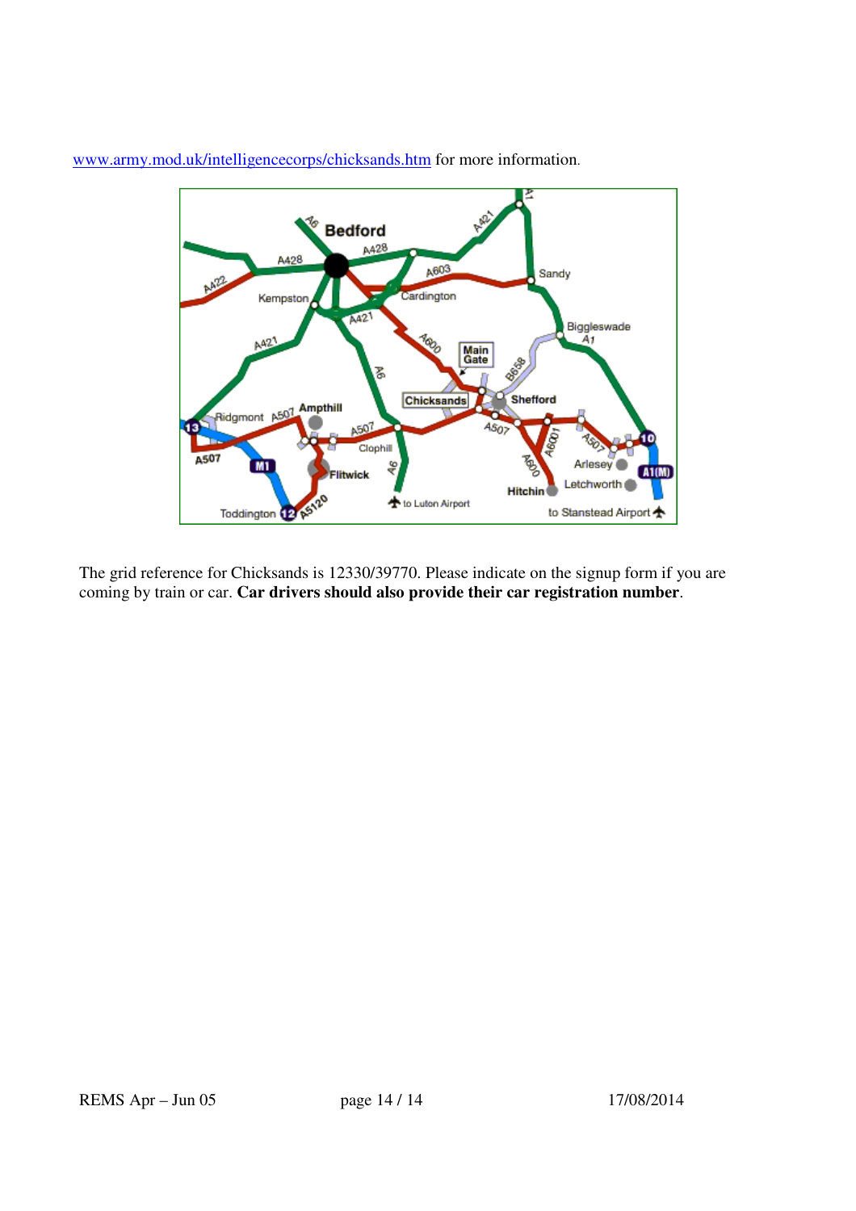[www.army.mod.uk/intelligencecorps/chicksands.htm](http://www.army.mod.uk/intelligencecorps/chicksands.htm) for more information.

The grid reference for Chicksands is 12330/39770. Please indicate on the signup form if you are coming by train or car. **Car drivers should also provide their car registration number**.